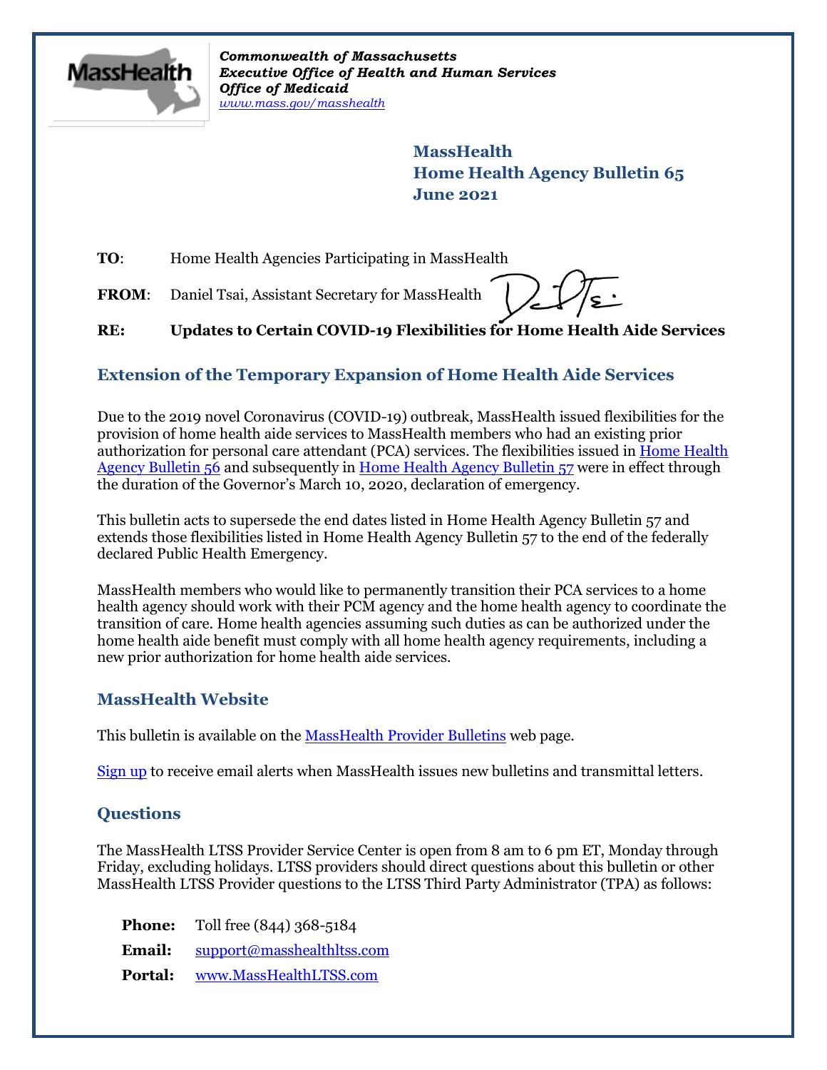*Commonwealth of Massachusetts*
***Executive Office of Health and Human Services***
***Office of Medicaid***
*www.mass.gov/masshealth*

**MassHealth**
**Home Health Agency Bulletin 65**
**June 2021**

**TO**: Home Health Agencies Participating in MassHealth

**FROM**: Daniel Tsai, Assistant Secretary for MassHealth

**RE: Updates to Certain COVID-19 Flexibilities for Home Health Aide Services**

## Extension of the Temporary Expansion of Home Health Aide Services

Due to the 2019 novel Coronavirus (COVID-19) outbreak, MassHealth issued flexibilities for the provision of home health aide services to MassHealth members who had an existing prior authorization for personal care attendant (PCA) services. The flexibilities issued in Home Health Agency Bulletin 56 and subsequently in Home Health Agency Bulletin 57 were in effect through the duration of the Governor's March 10, 2020, declaration of emergency.

This bulletin acts to supersede the end dates listed in Home Health Agency Bulletin 57 and extends those flexibilities listed in Home Health Agency Bulletin 57 to the end of the federally declared Public Health Emergency.

MassHealth members who would like to permanently transition their PCA services to a home health agency should work with their PCM agency and the home health agency to coordinate the transition of care. Home health agencies assuming such duties as can be authorized under the home health aide benefit must comply with all home health agency requirements, including a new prior authorization for home health aide services.

## MassHealth Website

This bulletin is available on the MassHealth Provider Bulletins web page.

Sign up to receive email alerts when MassHealth issues new bulletins and transmittal letters.

## Questions

The MassHealth LTSS Provider Service Center is open from 8 am to 6 pm ET, Monday through Friday, excluding holidays. LTSS providers should direct questions about this bulletin or other MassHealth LTSS Provider questions to the LTSS Third Party Administrator (TPA) as follows:

**Phone:** Toll free (844) 368-5184

**Email:** support@masshealthltss.com

**Portal:** www.MassHealthLTSS.com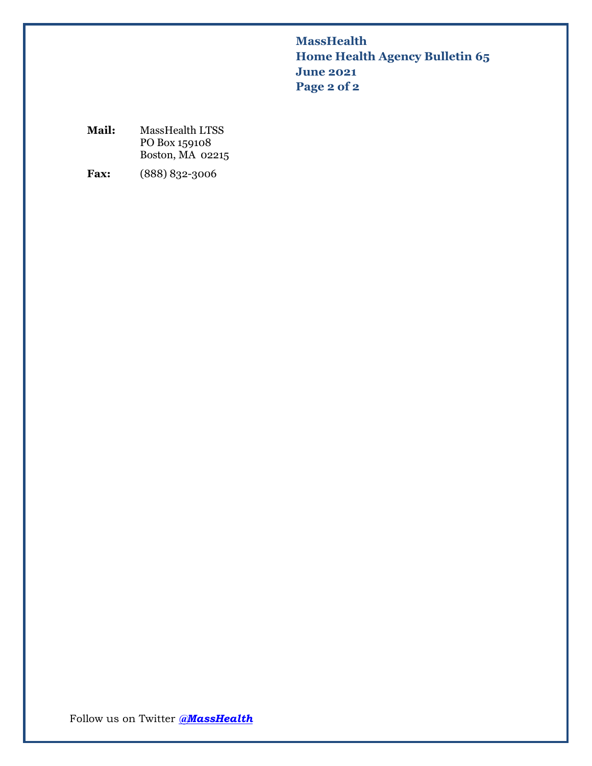**Mail:** MassHealth LTSS
PO Box 159108
Boston, MA 02215

**Fax:** (888) 832-3006

Follow us on Twitter ***@MassHealth***